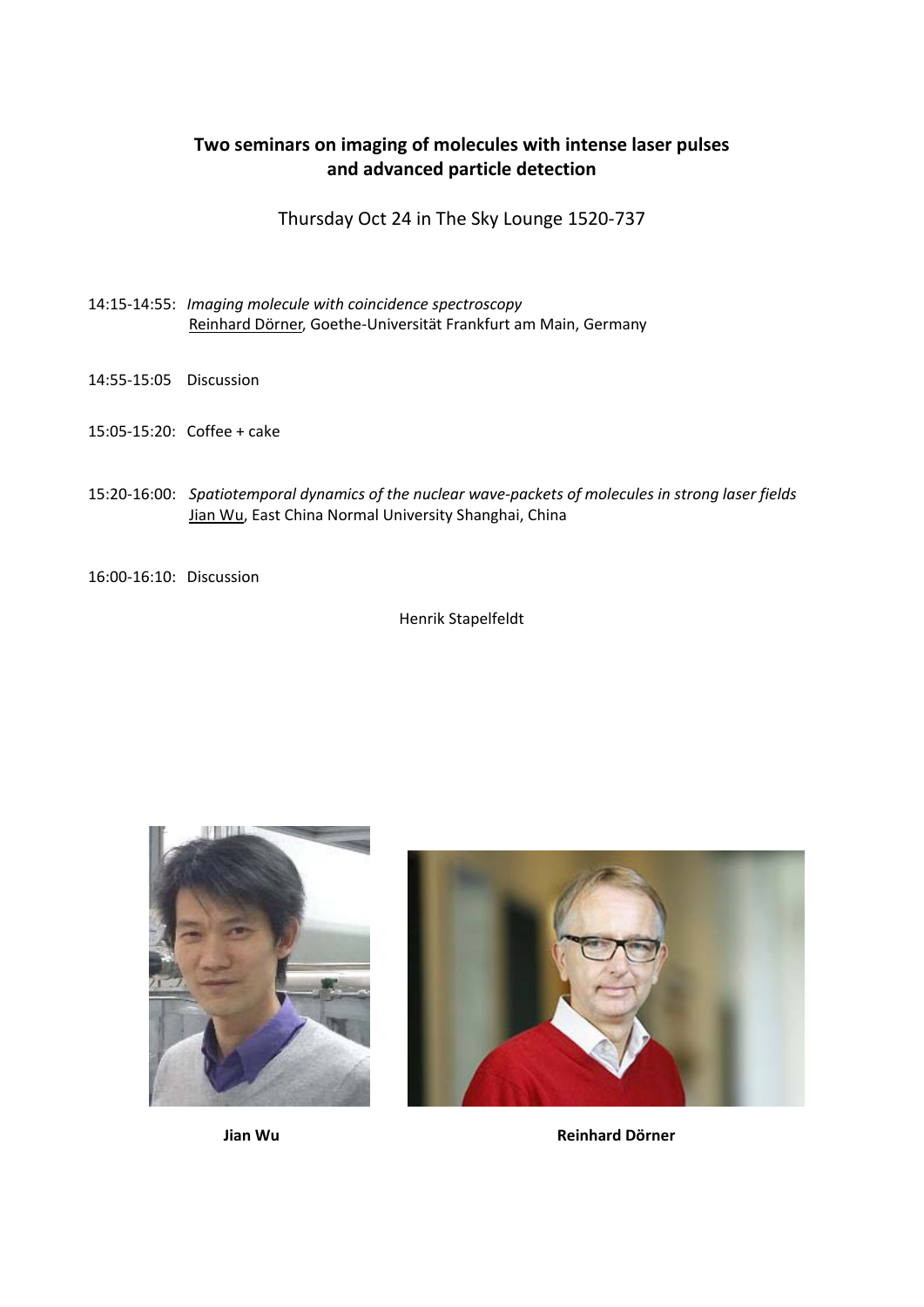**Two seminars on imaging of molecules with intense laser pulses and advanced particle detection**

Thursday Oct 24 in The Sky Lounge 1520-737

14:15-14:55: *Imaging molecule with coincidence spectroscopy*
Reinhard Dörner, Goethe-Universität Frankfurt am Main, Germany

14:55-15:05 Discussion

15:05-15:20: Coffee + cake

15:20-16:00: *Spatiotemporal dynamics of the nuclear wave-packets of molecules in strong laser fields*
Jian Wu, East China Normal University Shanghai, China

16:00-16:10: Discussion

Henrik Stapelfeldt

**Jian Wu** **Reinhard Dörner**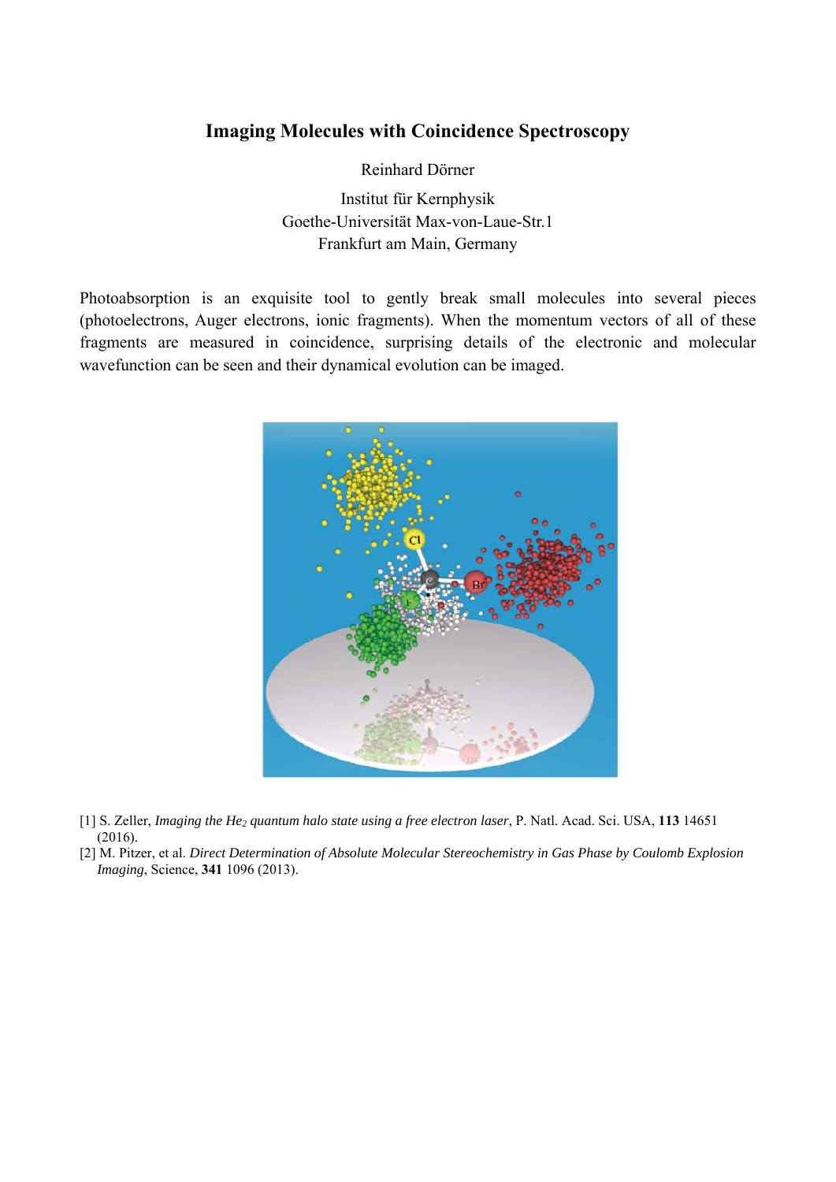## Imaging Molecules with Coincidence Spectroscopy

Reinhard Dörner

Institut für Kernphysik
Goethe-Universität Max-von-Laue-Str.1
Frankfurt am Main, Germany

Photoabsorption is an exquisite tool to gently break small molecules into several pieces (photoelectrons, Auger electrons, ionic fragments). When the momentum vectors of all of these fragments are measured in coincidence, surprising details of the electronic and molecular wavefunction can be seen and their dynamical evolution can be imaged.

[1] S. Zeller, *Imaging the $He_2$ quantum halo state using a free electron laser*, P. Natl. Acad. Sci. USA, **113** 14651 (2016).

[2] M. Pitzer, et al. *Direct Determination of Absolute Molecular Stereochemistry in Gas Phase by Coulomb Explosion Imaging*, Science, **341** 1096 (2013).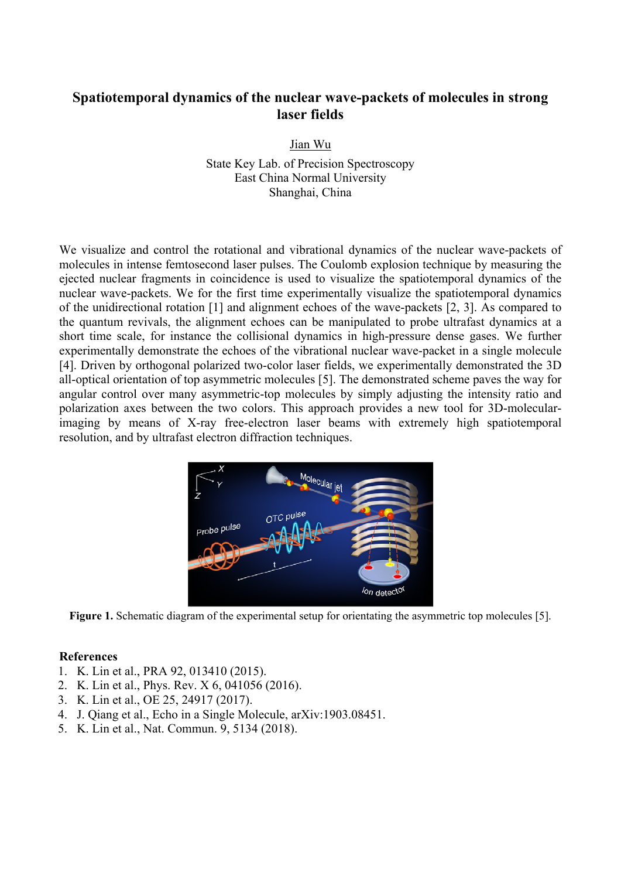# Spatiotemporal dynamics of the nuclear wave-packets of molecules in strong laser fields

Jian Wu

State Key Lab. of Precision Spectroscopy
East China Normal University
Shanghai, China

We visualize and control the rotational and vibrational dynamics of the nuclear wave-packets of molecules in intense femtosecond laser pulses. The Coulomb explosion technique by measuring the ejected nuclear fragments in coincidence is used to visualize the spatiotemporal dynamics of the nuclear wave-packets. We for the first time experimentally visualize the spatiotemporal dynamics of the unidirectional rotation [1] and alignment echoes of the wave-packets [2, 3]. As compared to the quantum revivals, the alignment echoes can be manipulated to probe ultrafast dynamics at a short time scale, for instance the collisional dynamics in high-pressure dense gases. We further experimentally demonstrate the echoes of the vibrational nuclear wave-packet in a single molecule [4]. Driven by orthogonal polarized two-color laser fields, we experimentally demonstrated the 3D all-optical orientation of top asymmetric molecules [5]. The demonstrated scheme paves the way for angular control over many asymmetric-top molecules by simply adjusting the intensity ratio and polarization axes between the two colors. This approach provides a new tool for 3D-molecular-imaging by means of X-ray free-electron laser beams with extremely high spatiotemporal resolution, and by ultrafast electron diffraction techniques.

X
Y
Z
Molecular jet
OTC pulse
Probe pulse
t
Ion detector

**Figure 1.** Schematic diagram of the experimental setup for orientating the asymmetric top molecules [5].

**References**

1. K. Lin et al., PRA 92, 013410 (2015).
2. K. Lin et al., Phys. Rev. X 6, 041056 (2016).
3. K. Lin et al., OE 25, 24917 (2017).
4. J. Qiang et al., Echo in a Single Molecule, arXiv:1903.08451.
5. K. Lin et al., Nat. Commun. 9, 5134 (2018).